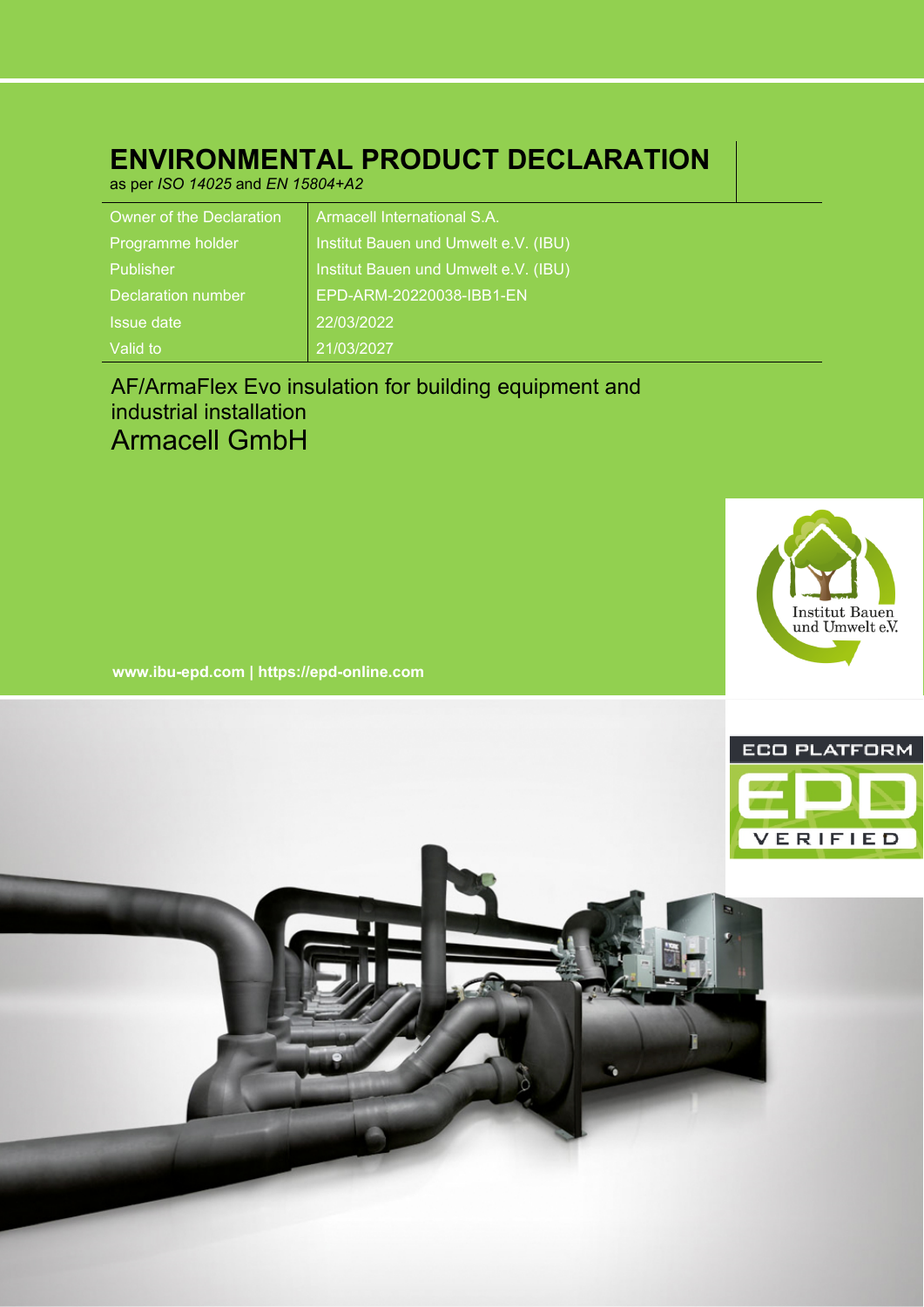# ENVIRONMENTAL PRODUCT DECLARATION

as per *ISO 14025* and *EN 15804+A2*

| | |
|---|---|
| Owner of the Declaration | Armacell International S.A. |
| Programme holder | Institut Bauen und Umwelt e.V. (IBU) |
| Publisher | Institut Bauen und Umwelt e.V. (IBU) |
| Declaration number | EPD-ARM-20220038-IBB1-EN |
| Issue date | 22/03/2022 |
| Valid to | 21/03/2027 |

AF/ArmaFlex Evo insulation for building equipment and industrial installation

## Armacell GmbH

Institut Bauen und Umwelt e.V.

**www.ibu-epd.com | https://epd-online.com**

ECO PLATFORM EPD VERIFIED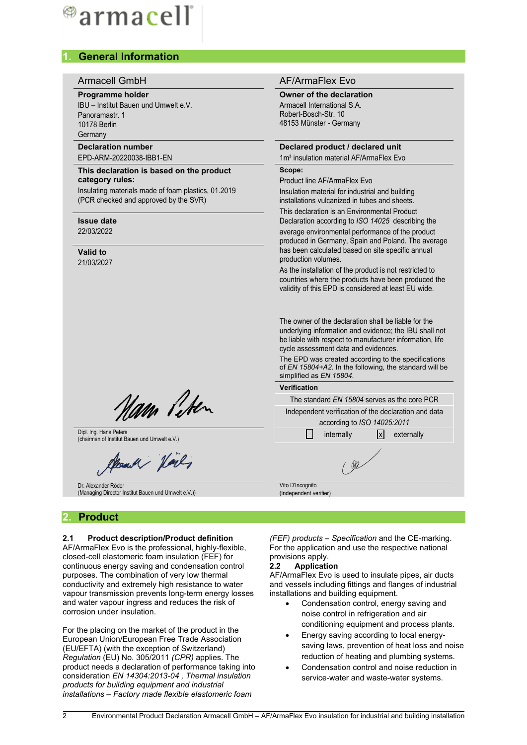## 1. General Information

**Armacell GmbH**

**Programme holder**
IBU – Institut Bauen und Umwelt e.V.
Panoramastr. 1
10178 Berlin
Germany

**Declaration number**
EPD-ARM-20220038-IBB1-EN

**This declaration is based on the product category rules:**
Insulating materials made of foam plastics, 01.2019
(PCR checked and approved by the SVR)

**Issue date**
22/03/2022

**Valid to**
21/03/2027

Dipl. Ing. Hans Peters
(chairman of Institut Bauen und Umwelt e.V.)

Dr. Alexander Röder
(Managing Director Institut Bauen und Umwelt e.V.))

**AF/ArmaFlex Evo**

**Owner of the declaration**
Armacell International S.A.
Robert-Bosch-Str. 10
48153 Münster - Germany

**Declared product / declared unit**
1m³ insulation material AF/ArmaFlex Evo

**Scope:**
Product line AF/ArmaFlex Evo
Insulation material for industrial and building installations vulcanized in tubes and sheets.
This declaration is an Environmental Product Declaration according to *ISO 14025* describing the average environmental performance of the product produced in Germany, Spain and Poland. The average has been calculated based on site specific annual production volumes.
As the installation of the product is not restricted to countries where the products have been produced the validity of this EPD is considered at least EU wide.

The owner of the declaration shall be liable for the underlying information and evidence; the IBU shall not be liable with respect to manufacturer information, life cycle assessment data and evidences.
The EPD was created according to the specifications of *EN 15804+A2*. In the following, the standard will be simplified as *EN 15804*.

**Verification**

The standard *EN 15804* serves as the core PCR

Independent verification of the declaration and data according to *ISO 14025:2011*

☐ internally ☒ externally

Vito D'Incognito
(Independent verifier)

## 2. Product

### 2.1 Product description/Product definition

AF/ArmaFlex Evo is the professional, highly-flexible, closed-cell elastomeric foam insulation (FEF) for continuous energy saving and condensation control purposes. The combination of very low thermal conductivity and extremely high resistance to water vapour transmission prevents long-term energy losses and water vapour ingress and reduces the risk of corrosion under insulation.

For the placing on the market of the product in the European Union/European Free Trade Association (EU/EFTA) (with the exception of Switzerland) *Regulation* (EU) No. 305/2011 *(CPR)* applies. The product needs a declaration of performance taking into consideration *EN 14304:2013-04 , Thermal insulation products for building equipment and industrial installations – Factory made flexible elastomeric foam (FEF) products – Specification* and the CE-marking. For the application and use the respective national provisions apply.

### 2.2 Application

AF/ArmaFlex Evo is used to insulate pipes, air ducts and vessels including fittings and flanges of industrial installations and building equipment.

- Condensation control, energy saving and noise control in refrigeration and air conditioning equipment and process plants.
- Energy saving according to local energy-saving laws, prevention of heat loss and noise reduction of heating and plumbing systems.
- Condensation control and noise reduction in service-water and waste-water systems.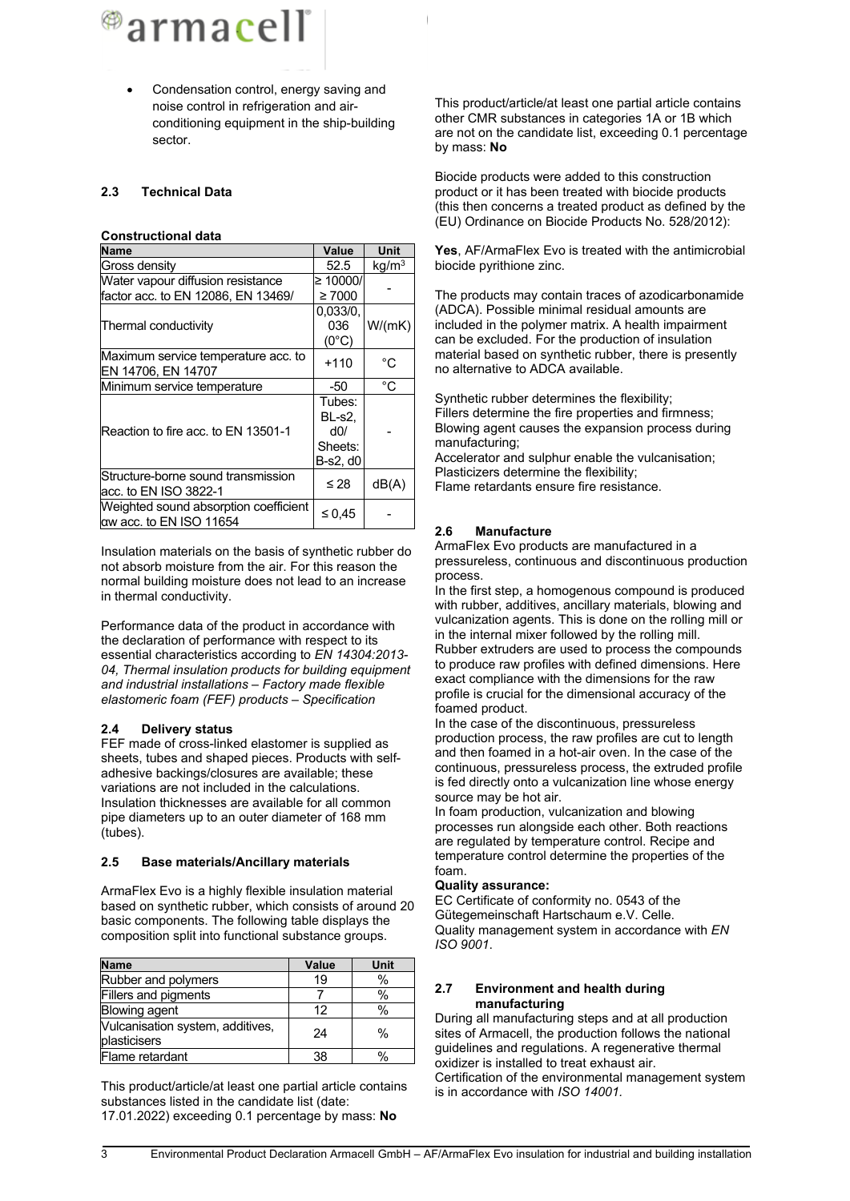- Condensation control, energy saving and noise control in refrigeration and air-conditioning equipment in the ship-building sector.

### 2.3 Technical Data

**Constructional data**

| Name | Value | Unit |
|---|---|---|
| Gross density | 52.5 | kg/m³ |
| Water vapour diffusion resistance factor acc. to EN 12086, EN 13469/ | ≥ 10000/ ≥ 7000 | - |
| Thermal conductivity | 0,033/0,036 (0°C) | W/(mK) |
| Maximum service temperature acc. to EN 14706, EN 14707 | +110 | °C |
| Minimum service temperature | -50 | °C |
| Reaction to fire acc. to EN 13501-1 | Tubes: BL-s2, d0/ Sheets: B-s2, d0 | - |
| Structure-borne sound transmission acc. to EN ISO 3822-1 | ≤ 28 | dB(A) |
| Weighted sound absorption coefficient αw acc. to EN ISO 11654 | ≤ 0,45 | - |

Insulation materials on the basis of synthetic rubber do not absorb moisture from the air. For this reason the normal building moisture does not lead to an increase in thermal conductivity.

Performance data of the product in accordance with the declaration of performance with respect to its essential characteristics according to *EN 14304:2013-04, Thermal insulation products for building equipment and industrial installations – Factory made flexible elastomeric foam (FEF) products – Specification*

### 2.4 Delivery status

FEF made of cross-linked elastomer is supplied as sheets, tubes and shaped pieces. Products with self-adhesive backings/closures are available; these variations are not included in the calculations. Insulation thicknesses are available for all common pipe diameters up to an outer diameter of 168 mm (tubes).

### 2.5 Base materials/Ancillary materials

ArmaFlex Evo is a highly flexible insulation material based on synthetic rubber, which consists of around 20 basic components. The following table displays the composition split into functional substance groups.

| Name | Value | Unit |
|---|---|---|
| Rubber and polymers | 19 | % |
| Fillers and pigments | 7 | % |
| Blowing agent | 12 | % |
| Vulcanisation system, additives, plasticisers | 24 | % |
| Flame retardant | 38 | % |

This product/article/at least one partial article contains substances listed in the candidate list (date: 17.01.2022) exceeding 0.1 percentage by mass: **No**

This product/article/at least one partial article contains other CMR substances in categories 1A or 1B which are not on the candidate list, exceeding 0.1 percentage by mass: **No**

Biocide products were added to this construction product or it has been treated with biocide products (this then concerns a treated product as defined by the (EU) Ordinance on Biocide Products No. 528/2012):

**Yes**, AF/ArmaFlex Evo is treated with the antimicrobial biocide pyrithione zinc.

The products may contain traces of azodicarbonamide (ADCA). Possible minimal residual amounts are included in the polymer matrix. A health impairment can be excluded. For the production of insulation material based on synthetic rubber, there is presently no alternative to ADCA available.

Synthetic rubber determines the flexibility;
Fillers determine the fire properties and firmness;
Blowing agent causes the expansion process during manufacturing;
Accelerator and sulphur enable the vulcanisation;
Plasticizers determine the flexibility;
Flame retardants ensure fire resistance.

### 2.6 Manufacture

ArmaFlex Evo products are manufactured in a pressureless, continuous and discontinuous production process.
In the first step, a homogenous compound is produced with rubber, additives, ancillary materials, blowing and vulcanization agents. This is done on the rolling mill or in the internal mixer followed by the rolling mill.
Rubber extruders are used to process the compounds to produce raw profiles with defined dimensions. Here exact compliance with the dimensions for the raw profile is crucial for the dimensional accuracy of the foamed product.
In the case of the discontinuous, pressureless production process, the raw profiles are cut to length and then foamed in a hot-air oven. In the case of the continuous, pressureless process, the extruded profile is fed directly onto a vulcanization line whose energy source may be hot air.
In foam production, vulcanization and blowing processes run alongside each other. Both reactions are regulated by temperature control. Recipe and temperature control determine the properties of the foam.

**Quality assurance:**
EC Certificate of conformity no. 0543 of the Gütegemeinschaft Hartschaum e.V. Celle.
Quality management system in accordance with *EN ISO 9001*.

### 2.7 Environment and health during manufacturing

During all manufacturing steps and at all production sites of Armacell, the production follows the national guidelines and regulations. A regenerative thermal oxidizer is installed to treat exhaust air.
Certification of the environmental management system is in accordance with *ISO 14001.*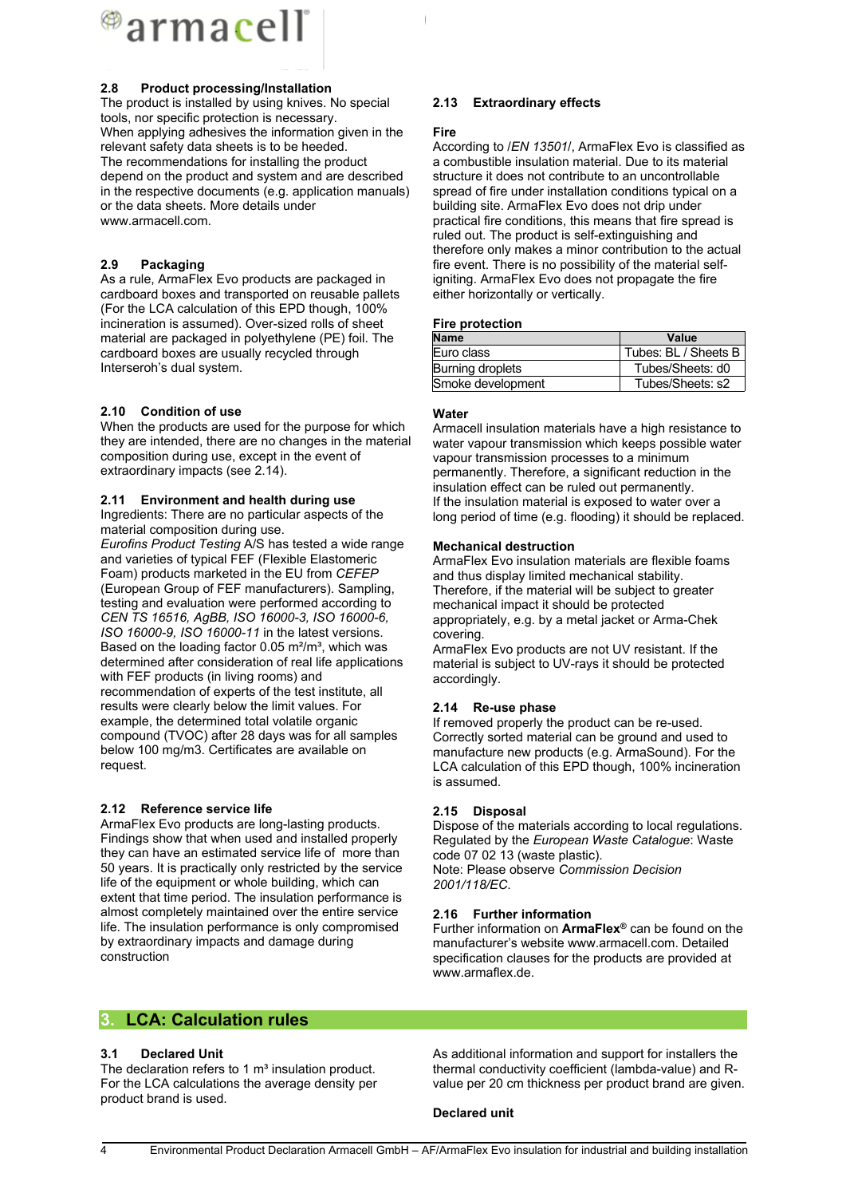### 2.8 Product processing/Installation

The product is installed by using knives. No special tools, nor specific protection is necessary.
When applying adhesives the information given in the relevant safety data sheets is to be heeded.
The recommendations for installing the product depend on the product and system and are described in the respective documents (e.g. application manuals) or the data sheets. More details under www.armacell.com.

### 2.9 Packaging

As a rule, ArmaFlex Evo products are packaged in cardboard boxes and transported on reusable pallets (For the LCA calculation of this EPD though, 100% incineration is assumed). Over-sized rolls of sheet material are packaged in polyethylene (PE) foil. The cardboard boxes are usually recycled through Interseroh's dual system.

### 2.10 Condition of use

When the products are used for the purpose for which they are intended, there are no changes in the material composition during use, except in the event of extraordinary impacts (see 2.14).

### 2.11 Environment and health during use

Ingredients: There are no particular aspects of the material composition during use.
*Eurofins Product Testing* A/S has tested a wide range and varieties of typical FEF (Flexible Elastomeric Foam) products marketed in the EU from *CEFEP* (European Group of FEF manufacturers). Sampling, testing and evaluation were performed according to *CEN TS 16516, AgBB, ISO 16000-3, ISO 16000-6, ISO 16000-9, ISO 16000-11* in the latest versions. Based on the loading factor 0.05 m²/m³, which was determined after consideration of real life applications with FEF products (in living rooms) and recommendation of experts of the test institute, all results were clearly below the limit values. For example, the determined total volatile organic compound (TVOC) after 28 days was for all samples below 100 mg/m3. Certificates are available on request.

### 2.12 Reference service life

ArmaFlex Evo products are long-lasting products. Findings show that when used and installed properly they can have an estimated service life of more than 50 years. It is practically only restricted by the service life of the equipment or whole building, which can extent that time period. The insulation performance is almost completely maintained over the entire service life. The insulation performance is only compromised by extraordinary impacts and damage during construction

### 2.13 Extraordinary effects

**Fire**

According to /*EN 13501*/, ArmaFlex Evo is classified as a combustible insulation material. Due to its material structure it does not contribute to an uncontrollable spread of fire under installation conditions typical on a building site. ArmaFlex Evo does not drip under practical fire conditions, this means that fire spread is ruled out. The product is self-extinguishing and therefore only makes a minor contribution to the actual fire event. There is no possibility of the material self-igniting. ArmaFlex Evo does not propagate the fire either horizontally or vertically.

**Fire protection**

| Name | Value |
|---|---|
| Euro class | Tubes: BL / Sheets B |
| Burning droplets | Tubes/Sheets: d0 |
| Smoke development | Tubes/Sheets: s2 |

**Water**

Armacell insulation materials have a high resistance to water vapour transmission which keeps possible water vapour transmission processes to a minimum permanently. Therefore, a significant reduction in the insulation effect can be ruled out permanently.
If the insulation material is exposed to water over a long period of time (e.g. flooding) it should be replaced.

**Mechanical destruction**

ArmaFlex Evo insulation materials are flexible foams and thus display limited mechanical stability. Therefore, if the material will be subject to greater mechanical impact it should be protected appropriately, e.g. by a metal jacket or Arma-Chek covering.
ArmaFlex Evo products are not UV resistant. If the material is subject to UV-rays it should be protected accordingly.

### 2.14 Re-use phase

If removed properly the product can be re-used. Correctly sorted material can be ground and used to manufacture new products (e.g. ArmaSound). For the LCA calculation of this EPD though, 100% incineration is assumed.

### 2.15 Disposal

Dispose of the materials according to local regulations. Regulated by the *European Waste Catalogue*: Waste code 07 02 13 (waste plastic).
Note: Please observe *Commission Decision 2001/118/EC*.

### 2.16 Further information

Further information on **ArmaFlex®** can be found on the manufacturer's website www.armacell.com. Detailed specification clauses for the products are provided at www.armaflex.de.

## 3. LCA: Calculation rules

### 3.1 Declared Unit

The declaration refers to 1 m³ insulation product. For the LCA calculations the average density per product brand is used.

As additional information and support for installers the thermal conductivity coefficient (lambda-value) and R-value per 20 cm thickness per product brand are given.

**Declared unit**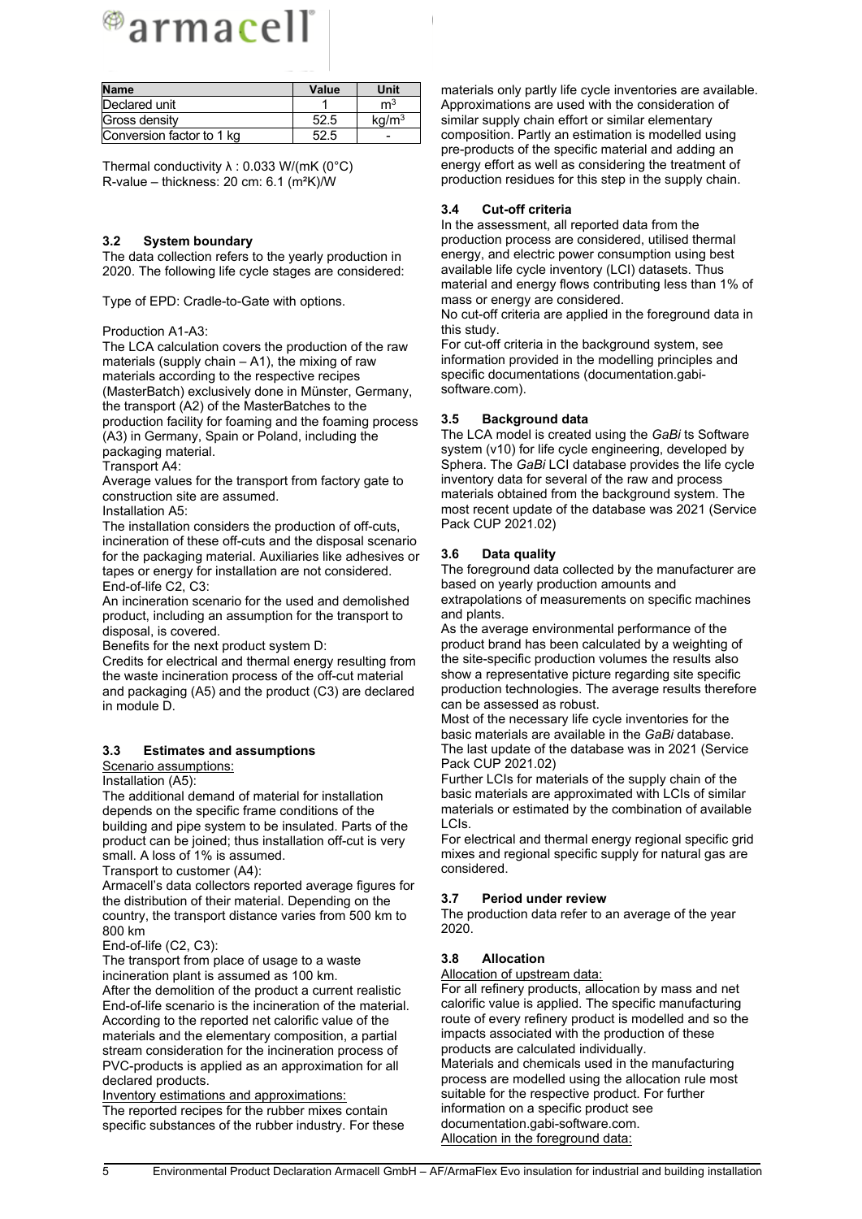| Name | Value | Unit |
| --- | --- | --- |
| Declared unit | 1 | $m^3$ |
| Gross density | 52.5 | $kg/m^3$ |
| Conversion factor to 1 kg | 52.5 | - |

Thermal conductivity λ : 0.033 W/(mK (0°C)
R-value – thickness: 20 cm: 6.1 (m²K)/W

### 3.2 System boundary

The data collection refers to the yearly production in 2020. The following life cycle stages are considered:

Type of EPD: Cradle-to-Gate with options.

Production A1-A3:
The LCA calculation covers the production of the raw materials (supply chain – A1), the mixing of raw materials according to the respective recipes (MasterBatch) exclusively done in Münster, Germany, the transport (A2) of the MasterBatches to the production facility for foaming and the foaming process (A3) in Germany, Spain or Poland, including the packaging material.
Transport A4:
Average values for the transport from factory gate to construction site are assumed.
Installation A5:
The installation considers the production of off-cuts, incineration of these off-cuts and the disposal scenario for the packaging material. Auxiliaries like adhesives or tapes or energy for installation are not considered.
End-of-life C2, C3:
An incineration scenario for the used and demolished product, including an assumption for the transport to disposal, is covered.
Benefits for the next product system D:
Credits for electrical and thermal energy resulting from the waste incineration process of the off-cut material and packaging (A5) and the product (C3) are declared in module D.

### 3.3 Estimates and assumptions

Scenario assumptions:
Installation (A5):
The additional demand of material for installation depends on the specific frame conditions of the building and pipe system to be insulated. Parts of the product can be joined; thus installation off-cut is very small. A loss of 1% is assumed.
Transport to customer (A4):
Armacell's data collectors reported average figures for the distribution of their material. Depending on the country, the transport distance varies from 500 km to 800 km
End-of-life (C2, C3):
The transport from place of usage to a waste incineration plant is assumed as 100 km.
After the demolition of the product a current realistic End-of-life scenario is the incineration of the material. According to the reported net calorific value of the materials and the elementary composition, a partial stream consideration for the incineration process of PVC-products is applied as an approximation for all declared products.
Inventory estimations and approximations:
The reported recipes for the rubber mixes contain specific substances of the rubber industry. For these materials only partly life cycle inventories are available. Approximations are used with the consideration of similar supply chain effort or similar elementary composition. Partly an estimation is modelled using pre-products of the specific material and adding an energy effort as well as considering the treatment of production residues for this step in the supply chain.

### 3.4 Cut-off criteria

In the assessment, all reported data from the production process are considered, utilised thermal energy, and electric power consumption using best available life cycle inventory (LCI) datasets. Thus material and energy flows contributing less than 1% of mass or energy are considered.
No cut-off criteria are applied in the foreground data in this study.
For cut-off criteria in the background system, see information provided in the modelling principles and specific documentations (documentation.gabi-software.com).

### 3.5 Background data

The LCA model is created using the *GaBi* ts Software system (v10) for life cycle engineering, developed by Sphera. The *GaBi* LCI database provides the life cycle inventory data for several of the raw and process materials obtained from the background system. The most recent update of the database was 2021 (Service Pack CUP 2021.02)

### 3.6 Data quality

The foreground data collected by the manufacturer are based on yearly production amounts and extrapolations of measurements on specific machines and plants.
As the average environmental performance of the product brand has been calculated by a weighting of the site-specific production volumes the results also show a representative picture regarding site specific production technologies. The average results therefore can be assessed as robust.
Most of the necessary life cycle inventories for the basic materials are available in the *GaBi* database. The last update of the database was in 2021 (Service Pack CUP 2021.02)
Further LCIs for materials of the supply chain of the basic materials are approximated with LCIs of similar materials or estimated by the combination of available LCIs.
For electrical and thermal energy regional specific grid mixes and regional specific supply for natural gas are considered.

### 3.7 Period under review

The production data refer to an average of the year 2020.

### 3.8 Allocation

Allocation of upstream data:
For all refinery products, allocation by mass and net calorific value is applied. The specific manufacturing route of every refinery product is modelled and so the impacts associated with the production of these products are calculated individually.
Materials and chemicals used in the manufacturing process are modelled using the allocation rule most suitable for the respective product. For further information on a specific product see documentation.gabi-software.com.
Allocation in the foreground data: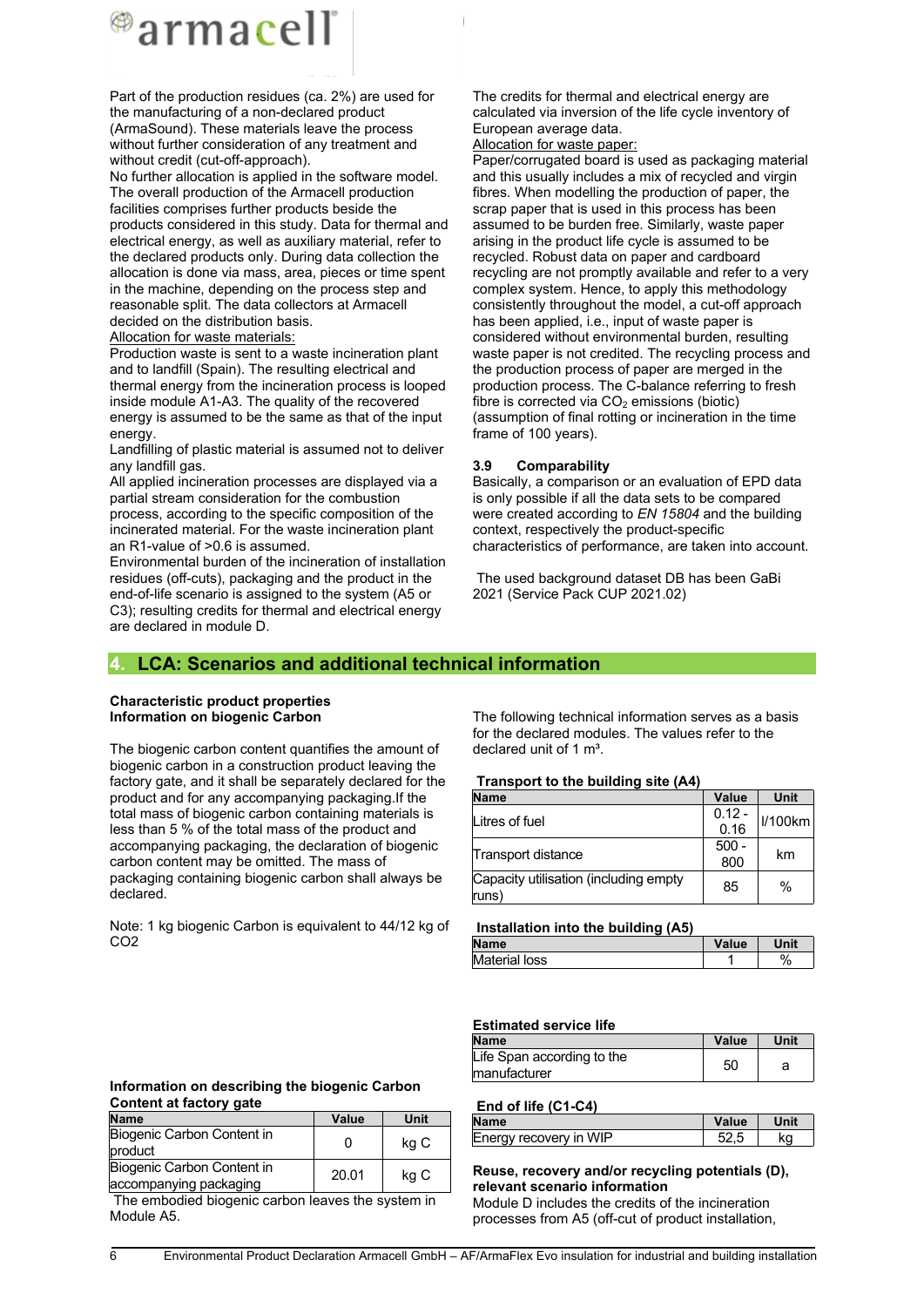Part of the production residues (ca. 2%) are used for the manufacturing of a non-declared product (ArmaSound). These materials leave the process without further consideration of any treatment and without credit (cut-off-approach).

No further allocation is applied in the software model. The overall production of the Armacell production facilities comprises further products beside the products considered in this study. Data for thermal and electrical energy, as well as auxiliary material, refer to the declared products only. During data collection the allocation is done via mass, area, pieces or time spent in the machine, depending on the process step and reasonable split. The data collectors at Armacell decided on the distribution basis.

Allocation for waste materials:

Production waste is sent to a waste incineration plant and to landfill (Spain). The resulting electrical and thermal energy from the incineration process is looped inside module A1-A3. The quality of the recovered energy is assumed to be the same as that of the input energy.

Landfilling of plastic material is assumed not to deliver any landfill gas.

All applied incineration processes are displayed via a partial stream consideration for the combustion process, according to the specific composition of the incinerated material. For the waste incineration plant an R1-value of >0.6 is assumed.

Environmental burden of the incineration of installation residues (off-cuts), packaging and the product in the end-of-life scenario is assigned to the system (A5 or C3); resulting credits for thermal and electrical energy are declared in module D.

The credits for thermal and electrical energy are calculated via inversion of the life cycle inventory of European average data.

Allocation for waste paper:

Paper/corrugated board is used as packaging material and this usually includes a mix of recycled and virgin fibres. When modelling the production of paper, the scrap paper that is used in this process has been assumed to be burden free. Similarly, waste paper arising in the product life cycle is assumed to be recycled. Robust data on paper and cardboard recycling are not promptly available and refer to a very complex system. Hence, to apply this methodology consistently throughout the model, a cut-off approach has been applied, i.e., input of waste paper is considered without environmental burden, resulting waste paper is not credited. The recycling process and the production process of paper are merged in the production process. The C-balance referring to fresh fibre is corrected via $CO_2$ emissions (biotic) (assumption of final rotting or incineration in the time frame of 100 years).

### 3.9 Comparability

Basically, a comparison or an evaluation of EPD data is only possible if all the data sets to be compared were created according to *EN 15804* and the building context, respectively the product-specific characteristics of performance, are taken into account.

The used background dataset DB has been GaBi 2021 (Service Pack CUP 2021.02)

## 4. LCA: Scenarios and additional technical information

**Characteristic product properties**
**Information on biogenic Carbon**

The biogenic carbon content quantifies the amount of biogenic carbon in a construction product leaving the factory gate, and it shall be separately declared for the product and for any accompanying packaging.If the total mass of biogenic carbon containing materials is less than 5 % of the total mass of the product and accompanying packaging, the declaration of biogenic carbon content may be omitted. The mass of packaging containing biogenic carbon shall always be declared.

Note: 1 kg biogenic Carbon is equivalent to 44/12 kg of CO2

**Information on describing the biogenic Carbon Content at factory gate**

| Name | Value | Unit |
|---|---|---|
| Biogenic Carbon Content in product | 0 | kg C |
| Biogenic Carbon Content in accompanying packaging | 20.01 | kg C |

The embodied biogenic carbon leaves the system in Module A5.

The following technical information serves as a basis for the declared modules. The values refer to the declared unit of 1 m³.

**Transport to the building site (A4)**

| Name | Value | Unit |
|---|---|---|
| Litres of fuel | 0.12 - 0.16 | l/100km |
| Transport distance | 500 - 800 | km |
| Capacity utilisation (including empty runs) | 85 | % |

**Installation into the building (A5)**

| Name | Value | Unit |
|---|---|---|
| Material loss | 1 | % |

**Estimated service life**

| Name | Value | Unit |
|---|---|---|
| Life Span according to the manufacturer | 50 | a |

**End of life (C1-C4)**

| Name | Value | Unit |
|---|---|---|
| Energy recovery in WIP | 52,5 | kg |

**Reuse, recovery and/or recycling potentials (D), relevant scenario information**

Module D includes the credits of the incineration processes from A5 (off-cut of product installation,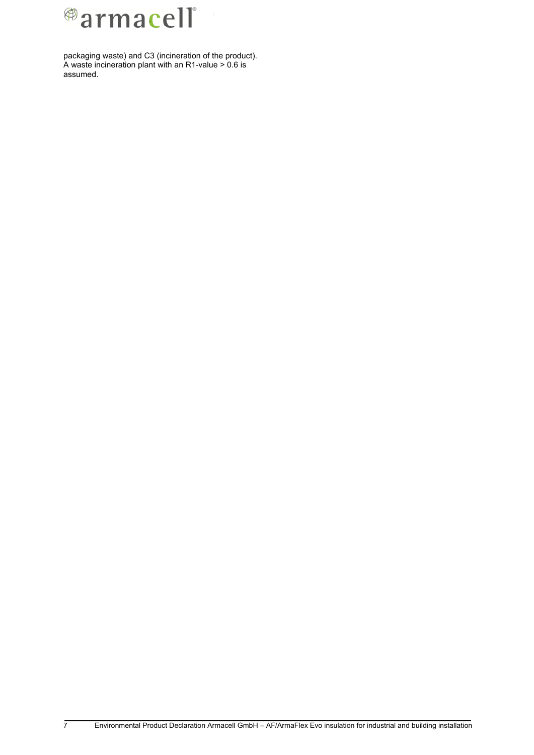packaging waste) and C3 (incineration of the product). A waste incineration plant with an R1-value > 0.6 is assumed.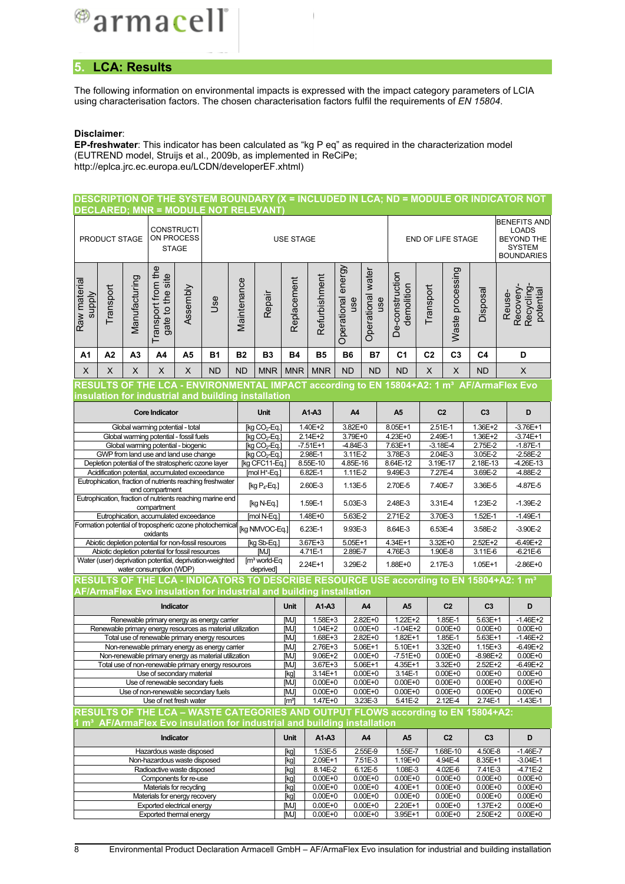## 5. LCA: Results

The following information on environmental impacts is expressed with the impact category parameters of LCIA using characterisation factors. The chosen characterisation factors fulfil the requirements of *EN 15804*.

**Disclaimer**:
**EP-freshwater**: This indicator has been calculated as "kg P eq" as required in the characterization model (EUTREND model, Struijs et al., 2009b, as implemented in ReCiPe; http://eplca.jrc.ec.europa.eu/LCDN/developerEF.xhtml)

**DESCRIPTION OF THE SYSTEM BOUNDARY (X = INCLUDED IN LCA; ND = MODULE OR INDICATOR NOT DECLARED; MNR = MODULE NOT RELEVANT)**

| PRODUCT STAGE | | | CONSTRUCTION PROCESS STAGE | | USE STAGE | | | | | | | END OF LIFE STAGE | | | | BENEFITS AND LOADS BEYOND THE SYSTEM BOUNDARIES |
|---|---|---|---|---|---|---|---|---|---|---|---|---|---|---|---|---|
| Raw material supply | Transport | Manufacturing | Transport from the gate to the site | Assembly | Use | Maintenance | Repair | Replacement | Refurbishment | Operational energy use | Operational water use | De-construction demolition | Transport | Waste processing | Disposal | Reuse-Recovery-Recycling-potential |
| A1 | A2 | A3 | A4 | A5 | B1 | B2 | B3 | B4 | B5 | B6 | B7 | C1 | C2 | C3 | C4 | D |
| X | X | X | X | X | ND | ND | MNR | MNR | MNR | ND | ND | ND | X | X | ND | X |

**RESULTS OF THE LCA - ENVIRONMENTAL IMPACT according to EN 15804+A2: 1 m³ AF/ArmaFlex Evo insulation for industrial and building installation**

| Core Indicator | Unit | A1-A3 | A4 | A5 | C2 | C3 | D |
|---|---|---|---|---|---|---|---|
| Global warming potential - total | [kg $CO_2$-Eq.] | 1.40E+2 | 3.82E+0 | 8.05E+1 | 2.51E-1 | 1.36E+2 | -3.76E+1 |
| Global warming potential - fossil fuels | [kg $CO_2$-Eq.] | 2.14E+2 | 3.79E+0 | 4.23E+0 | 2.49E-1 | 1.36E+2 | -3.74E+1 |
| Global warming potential - biogenic | [kg $CO_2$-Eq.] | -7.51E+1 | -4.84E-3 | 7.63E+1 | -3.18E-4 | 2.75E-2 | -1.87E-1 |
| GWP from land use and land use change | [kg $CO_2$-Eq.] | 2.98E-1 | 3.11E-2 | 3.78E-3 | 2.04E-3 | 3.05E-2 | -2.58E-2 |
| Depletion potential of the stratospheric ozone layer | [kg CFC11-Eq.] | 8.55E-10 | 4.85E-16 | 8.64E-12 | 3.19E-17 | 2.18E-13 | -4.26E-13 |
| Acidification potential, accumulated exceedance | [mol $H^+$-Eq.] | 6.82E-1 | 1.11E-2 | 9.49E-3 | 7.27E-4 | 3.69E-2 | -4.88E-2 |
| Eutrophication, fraction of nutrients reaching freshwater end compartment | [kg $P_4$-Eq.] | 2.60E-3 | 1.13E-5 | 2.70E-5 | 7.40E-7 | 3.36E-5 | -4.87E-5 |
| Eutrophication, fraction of nutrients reaching marine end compartment | [kg N-Eq.] | 1.59E-1 | 5.03E-3 | 2.48E-3 | 3.31E-4 | 1.23E-2 | -1.39E-2 |
| Eutrophication, accumulated exceedance | [mol N-Eq.] | 1.48E+0 | 5.63E-2 | 2.71E-2 | 3.70E-3 | 1.52E-1 | -1.49E-1 |
| Formation potential of tropospheric ozone photochemical oxidants | [kg NMVOC-Eq.] | 6.23E-1 | 9.93E-3 | 8.64E-3 | 6.53E-4 | 3.58E-2 | -3.90E-2 |
| Abiotic depletion potential for non-fossil resources | [kg Sb-Eq.] | 3.67E+3 | 5.05E+1 | 4.34E+1 | 3.32E+0 | 2.52E+2 | -6.49E+2 |
| Abiotic depletion potential for fossil resources | [MJ] | 4.71E-1 | 2.89E-7 | 4.76E-3 | 1.90E-8 | 3.11E-6 | -6.21E-6 |
| Water (user) deprivation potential, deprivation-weighted water consumption (WDP) | [m³ world-Eq deprived] | 2.24E+1 | 3.29E-2 | 1.88E+0 | 2.17E-3 | 1.05E+1 | -2.86E+0 |

**RESULTS OF THE LCA - INDICATORS TO DESCRIBE RESOURCE USE according to EN 15804+A2: 1 m³ AF/ArmaFlex Evo insulation for industrial and building installation**

| Indicator | Unit | A1-A3 | A4 | A5 | C2 | C3 | D |
|---|---|---|---|---|---|---|---|
| Renewable primary energy as energy carrier | [MJ] | 1.58E+3 | 2.82E+0 | 1.22E+2 | 1.85E-1 | 5.63E+1 | -1.46E+2 |
| Renewable primary energy resources as material utilization | [MJ] | 1.04E+2 | 0.00E+0 | -1.04E+2 | 0.00E+0 | 0.00E+0 | 0.00E+0 |
| Total use of renewable primary energy resources | [MJ] | 1.68E+3 | 2.82E+0 | 1.82E+1 | 1.85E-1 | 5.63E+1 | -1.46E+2 |
| Non-renewable primary energy as energy carrier | [MJ] | 2.76E+3 | 5.06E+1 | 5.10E+1 | 3.32E+0 | 1.15E+3 | -6.49E+2 |
| Non-renewable primary energy as material utilization | [MJ] | 9.06E+2 | 0.00E+0 | -7.51E+0 | 0.00E+0 | -8.98E+2 | 0.00E+0 |
| Total use of non-renewable primary energy resources | [MJ] | 3.67E+3 | 5.06E+1 | 4.35E+1 | 3.32E+0 | 2.52E+2 | -6.49E+2 |
| Use of secondary material | [kg] | 3.14E+1 | 0.00E+0 | 3.14E-1 | 0.00E+0 | 0.00E+0 | 0.00E+0 |
| Use of renewable secondary fuels | [MJ] | 0.00E+0 | 0.00E+0 | 0.00E+0 | 0.00E+0 | 0.00E+0 | 0.00E+0 |
| Use of non-renewable secondary fuels | [MJ] | 0.00E+0 | 0.00E+0 | 0.00E+0 | 0.00E+0 | 0.00E+0 | 0.00E+0 |
| Use of net fresh water | [m³] | 1.47E+0 | 3.23E-3 | 5.41E-2 | 2.12E-4 | 2.74E-1 | -1.43E-1 |

**RESULTS OF THE LCA – WASTE CATEGORIES AND OUTPUT FLOWS according to EN 15804+A2: 1 m³ AF/ArmaFlex Evo insulation for industrial and building installation**

| Indicator | Unit | A1-A3 | A4 | A5 | C2 | C3 | D |
|---|---|---|---|---|---|---|---|
| Hazardous waste disposed | [kg] | 1.53E-5 | 2.55E-9 | 1.55E-7 | 1.68E-10 | 4.50E-8 | -1.46E-7 |
| Non-hazardous waste disposed | [kg] | 2.09E+1 | 7.51E-3 | 1.19E+0 | 4.94E-4 | 8.35E+1 | -3.04E-1 |
| Radioactive waste disposed | [kg] | 8.14E-2 | 6.12E-5 | 1.08E-3 | 4.02E-6 | 7.41E-3 | -4.71E-2 |
| Components for re-use | [kg] | 0.00E+0 | 0.00E+0 | 0.00E+0 | 0.00E+0 | 0.00E+0 | 0.00E+0 |
| Materials for recycling | [kg] | 0.00E+0 | 0.00E+0 | 4.00E+1 | 0.00E+0 | 0.00E+0 | 0.00E+0 |
| Materials for energy recovery | [kg] | 0.00E+0 | 0.00E+0 | 0.00E+0 | 0.00E+0 | 0.00E+0 | 0.00E+0 |
| Exported electrical energy | [MJ] | 0.00E+0 | 0.00E+0 | 2.20E+1 | 0.00E+0 | 1.37E+2 | 0.00E+0 |
| Exported thermal energy | [MJ] | 0.00E+0 | 0.00E+0 | 3.95E+1 | 0.00E+0 | 2.50E+2 | 0.00E+0 |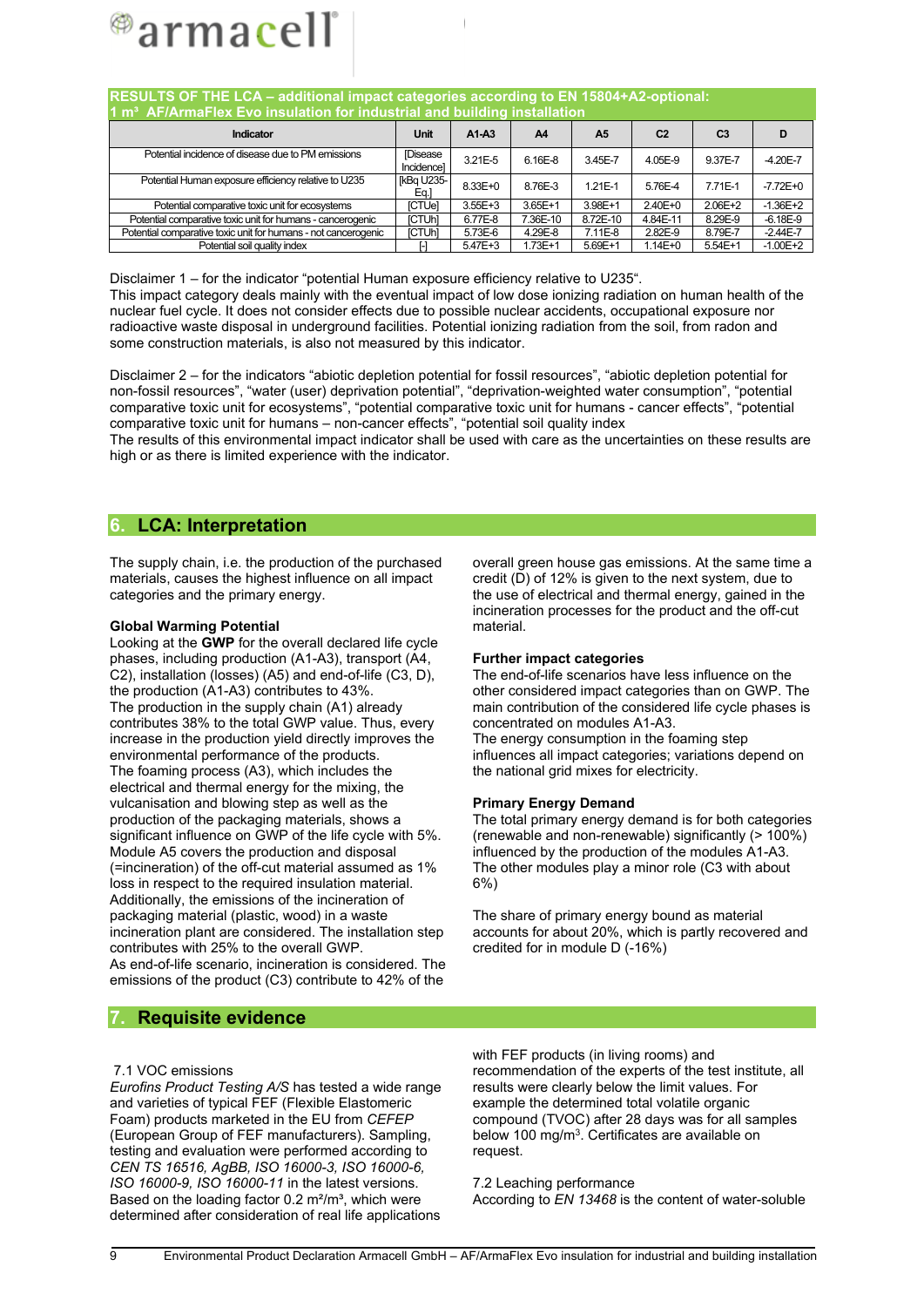**RESULTS OF THE LCA – additional impact categories according to EN 15804+A2-optional: 1 m³ AF/ArmaFlex Evo insulation for industrial and building installation**

| Indicator | Unit | A1-A3 | A4 | A5 | C2 | C3 | D |
|---|---|---|---|---|---|---|---|
| Potential incidence of disease due to PM emissions | [Disease Incidence] | 3.21E-5 | 6.16E-8 | 3.45E-7 | 4.05E-9 | 9.37E-7 | -4.20E-7 |
| Potential Human exposure efficiency relative to U235 | [kBq U235-Eq.] | 8.33E+0 | 8.76E-3 | 1.21E-1 | 5.76E-4 | 7.71E-1 | -7.72E+0 |
| Potential comparative toxic unit for ecosystems | [CTUe] | 3.55E+3 | 3.65E+1 | 3.98E+1 | 2.40E+0 | 2.06E+2 | -1.36E+2 |
| Potential comparative toxic unit for humans - cancerogenic | [CTUh] | 6.77E-8 | 7.36E-10 | 8.72E-10 | 4.84E-11 | 8.29E-9 | -6.18E-9 |
| Potential comparative toxic unit for humans - not cancerogenic | [CTUh] | 5.73E-6 | 4.29E-8 | 7.11E-8 | 2.82E-9 | 8.79E-7 | -2.44E-7 |
| Potential soil quality index | [-] | 5.47E+3 | 1.73E+1 | 5.69E+1 | 1.14E+0 | 5.54E+1 | -1.00E+2 |

Disclaimer 1 – for the indicator “potential Human exposure efficiency relative to U235“.
This impact category deals mainly with the eventual impact of low dose ionizing radiation on human health of the nuclear fuel cycle. It does not consider effects due to possible nuclear accidents, occupational exposure nor radioactive waste disposal in underground facilities. Potential ionizing radiation from the soil, from radon and some construction materials, is also not measured by this indicator.

Disclaimer 2 – for the indicators “abiotic depletion potential for fossil resources”, “abiotic depletion potential for non-fossil resources”, “water (user) deprivation potential”, “deprivation-weighted water consumption”, “potential comparative toxic unit for ecosystems”, “potential comparative toxic unit for humans - cancer effects”, “potential comparative toxic unit for humans – non-cancer effects”, “potential soil quality index
The results of this environmental impact indicator shall be used with care as the uncertainties on these results are high or as there is limited experience with the indicator.

## 6. LCA: Interpretation

The supply chain, i.e. the production of the purchased materials, causes the highest influence on all impact categories and the primary energy.

**Global Warming Potential**
Looking at the **GWP** for the overall declared life cycle phases, including production (A1-A3), transport (A4, C2), installation (losses) (A5) and end-of-life (C3, D), the production (A1-A3) contributes to 43%.
The production in the supply chain (A1) already contributes 38% to the total GWP value. Thus, every increase in the production yield directly improves the environmental performance of the products.
The foaming process (A3), which includes the electrical and thermal energy for the mixing, the vulcanisation and blowing step as well as the production of the packaging materials, shows a significant influence on GWP of the life cycle with 5%.
Module A5 covers the production and disposal (=incineration) of the off-cut material assumed as 1% loss in respect to the required insulation material. Additionally, the emissions of the incineration of packaging material (plastic, wood) in a waste incineration plant are considered. The installation step contributes with 25% to the overall GWP.
As end-of-life scenario, incineration is considered. The emissions of the product (C3) contribute to 42% of the overall green house gas emissions. At the same time a credit (D) of 12% is given to the next system, due to the use of electrical and thermal energy, gained in the incineration processes for the product and the off-cut material.

**Further impact categories**
The end-of-life scenarios have less influence on the other considered impact categories than on GWP. The main contribution of the considered life cycle phases is concentrated on modules A1-A3.
The energy consumption in the foaming step influences all impact categories; variations depend on the national grid mixes for electricity.

**Primary Energy Demand**
The total primary energy demand is for both categories (renewable and non-renewable) significantly (> 100%) influenced by the production of the modules A1-A3. The other modules play a minor role (C3 with about 6%)

The share of primary energy bound as material accounts for about 20%, which is partly recovered and credited for in module D (-16%)

## 7. Requisite evidence

7.1 VOC emissions
*Eurofins Product Testing A/S* has tested a wide range and varieties of typical FEF (Flexible Elastomeric Foam) products marketed in the EU from *CEFEP* (European Group of FEF manufacturers). Sampling, testing and evaluation were performed according to *CEN TS 16516, AgBB, ISO 16000-3, ISO 16000-6, ISO 16000-9, ISO 16000-11* in the latest versions. Based on the loading factor 0.2 m²/m³, which were determined after consideration of real life applications with FEF products (in living rooms) and recommendation of the experts of the test institute, all results were clearly below the limit values. For example the determined total volatile organic compound (TVOC) after 28 days was for all samples below 100 mg/m³. Certificates are available on request.

7.2 Leaching performance
According to *EN 13468* is the content of water-soluble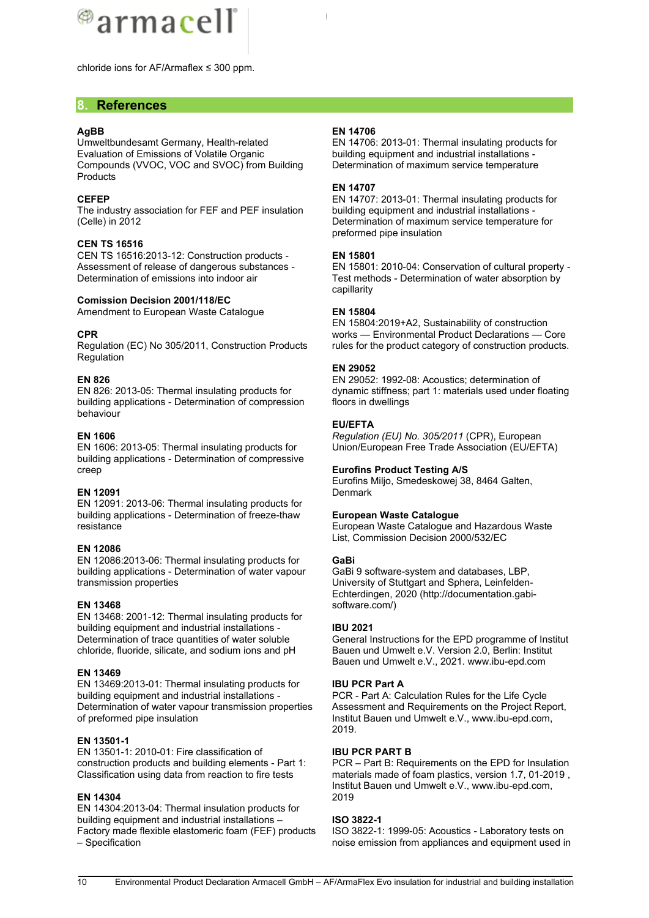chloride ions for AF/Armaflex ≤ 300 ppm.

## 8. References

**AgBB**
Umweltbundesamt Germany, Health-related Evaluation of Emissions of Volatile Organic Compounds (VVOC, VOC and SVOC) from Building Products

**CEFEP**
The industry association for FEF and PEF insulation (Celle) in 2012

**CEN TS 16516**
CEN TS 16516:2013-12: Construction products - Assessment of release of dangerous substances - Determination of emissions into indoor air

**Comission Decision 2001/118/EC**
Amendment to European Waste Catalogue

**CPR**
Regulation (EC) No 305/2011, Construction Products Regulation

**EN 826**
EN 826: 2013-05: Thermal insulating products for building applications - Determination of compression behaviour

**EN 1606**
EN 1606: 2013-05: Thermal insulating products for building applications - Determination of compressive creep

**EN 12091**
EN 12091: 2013-06: Thermal insulating products for building applications - Determination of freeze-thaw resistance

**EN 12086**
EN 12086:2013-06: Thermal insulating products for building applications - Determination of water vapour transmission properties

**EN 13468**
EN 13468: 2001-12: Thermal insulating products for building equipment and industrial installations - Determination of trace quantities of water soluble chloride, fluoride, silicate, and sodium ions and pH

**EN 13469**
EN 13469:2013-01: Thermal insulating products for building equipment and industrial installations - Determination of water vapour transmission properties of preformed pipe insulation

**EN 13501-1**
EN 13501-1: 2010-01: Fire classification of construction products and building elements - Part 1: Classification using data from reaction to fire tests

**EN 14304**
EN 14304:2013-04: Thermal insulation products for building equipment and industrial installations – Factory made flexible elastomeric foam (FEF) products – Specification

**EN 14706**
EN 14706: 2013-01: Thermal insulating products for building equipment and industrial installations - Determination of maximum service temperature

**EN 14707**
EN 14707: 2013-01: Thermal insulating products for building equipment and industrial installations - Determination of maximum service temperature for preformed pipe insulation

**EN 15801**
EN 15801: 2010-04: Conservation of cultural property - Test methods - Determination of water absorption by capillarity

**EN 15804**
EN 15804:2019+A2, Sustainability of construction works — Environmental Product Declarations — Core rules for the product category of construction products.

**EN 29052**
EN 29052: 1992-08: Acoustics; determination of dynamic stiffness; part 1: materials used under floating floors in dwellings

**EU/EFTA**
*Regulation (EU) No. 305/2011* (CPR), European Union/European Free Trade Association (EU/EFTA)

**Eurofins Product Testing A/S**
Eurofins Miljo, Smedeskowej 38, 8464 Galten, Denmark

**European Waste Catalogue**
European Waste Catalogue and Hazardous Waste List, Commission Decision 2000/532/EC

**GaBi**
GaBi 9 software-system and databases, LBP, University of Stuttgart and Sphera, Leinfelden-Echterdingen, 2020 (http://documentation.gabi-software.com/)

**IBU 2021**
General Instructions for the EPD programme of Institut Bauen und Umwelt e.V. Version 2.0, Berlin: Institut Bauen und Umwelt e.V., 2021. www.ibu-epd.com

**IBU PCR Part A**
PCR - Part A: Calculation Rules for the Life Cycle Assessment and Requirements on the Project Report, Institut Bauen und Umwelt e.V., www.ibu-epd.com, 2019.

**IBU PCR PART B**
PCR – Part B: Requirements on the EPD for Insulation materials made of foam plastics, version 1.7, 01-2019 , Institut Bauen und Umwelt e.V., www.ibu-epd.com, 2019

**ISO 3822-1**
ISO 3822-1: 1999-05: Acoustics - Laboratory tests on noise emission from appliances and equipment used in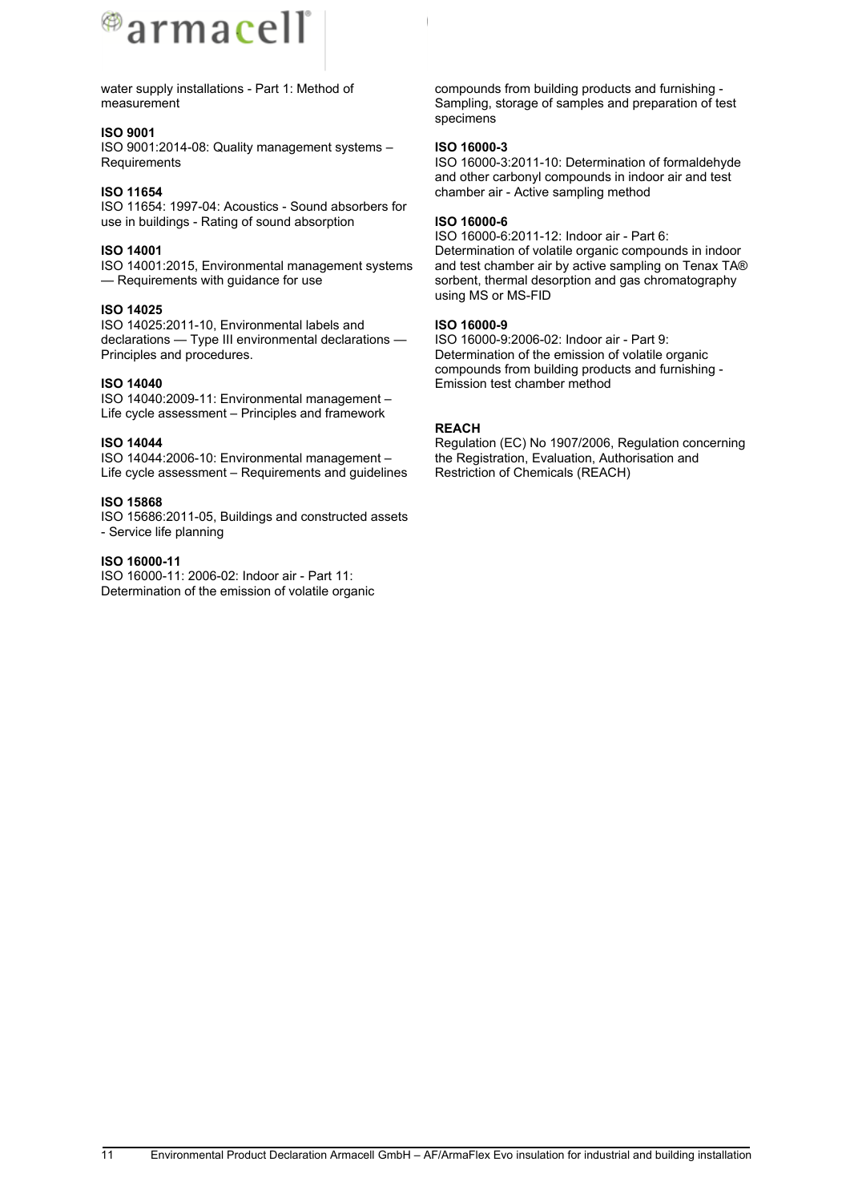water supply installations - Part 1: Method of measurement

**ISO 9001**

ISO 9001:2014-08: Quality management systems – Requirements

**ISO 11654**

ISO 11654: 1997-04: Acoustics - Sound absorbers for use in buildings - Rating of sound absorption

**ISO 14001**

ISO 14001:2015, Environmental management systems — Requirements with guidance for use

**ISO 14025**

ISO 14025:2011-10, Environmental labels and declarations — Type III environmental declarations — Principles and procedures.

**ISO 14040**

ISO 14040:2009-11: Environmental management – Life cycle assessment – Principles and framework

**ISO 14044**

ISO 14044:2006-10: Environmental management – Life cycle assessment – Requirements and guidelines

**ISO 15868**

ISO 15686:2011-05, Buildings and constructed assets - Service life planning

**ISO 16000-11**

ISO 16000-11: 2006-02: Indoor air - Part 11: Determination of the emission of volatile organic compounds from building products and furnishing - Sampling, storage of samples and preparation of test specimens

**ISO 16000-3**

ISO 16000-3:2011-10: Determination of formaldehyde and other carbonyl compounds in indoor air and test chamber air - Active sampling method

**ISO 16000-6**

ISO 16000-6:2011-12: Indoor air - Part 6: Determination of volatile organic compounds in indoor and test chamber air by active sampling on Tenax TA® sorbent, thermal desorption and gas chromatography using MS or MS-FID

**ISO 16000-9**

ISO 16000-9:2006-02: Indoor air - Part 9: Determination of the emission of volatile organic compounds from building products and furnishing - Emission test chamber method

**REACH**

Regulation (EC) No 1907/2006, Regulation concerning the Registration, Evaluation, Authorisation and Restriction of Chemicals (REACH)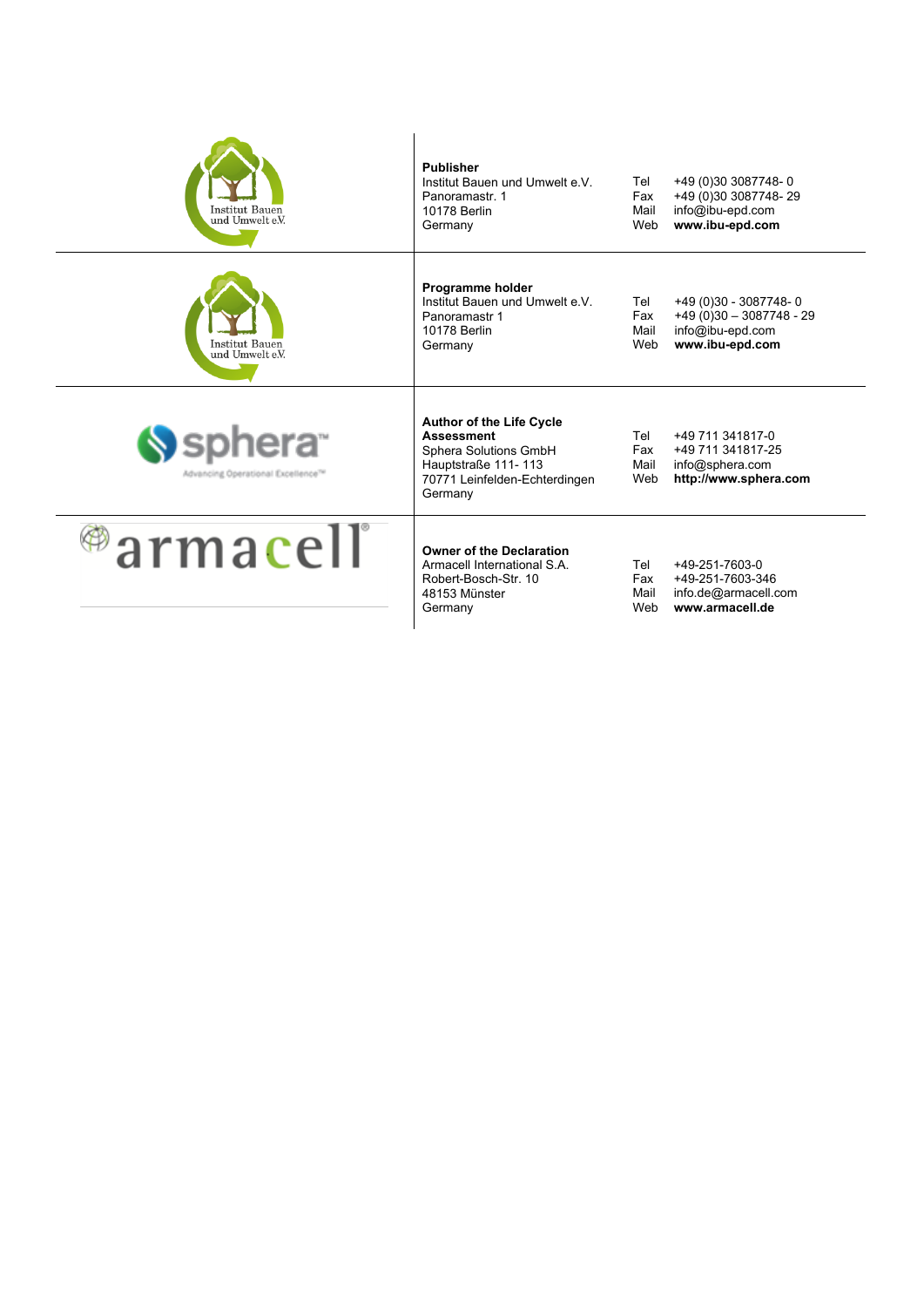| | | | |
|---|---|---|---|
| Institut Bauen und Umwelt e.V. | **Publisher**<br>Institut Bauen und Umwelt e.V.<br>Panoramastr. 1<br>10178 Berlin<br>Germany | Tel<br>Fax<br>Mail<br>Web | +49 (0)30 3087748- 0<br>+49 (0)30 3087748- 29<br>info@ibu-epd.com<br>**www.ibu-epd.com** |
| Institut Bauen und Umwelt e.V. | **Programme holder**<br>Institut Bauen und Umwelt e.V.<br>Panoramastr 1<br>10178 Berlin<br>Germany | Tel<br>Fax<br>Mail<br>Web | +49 (0)30 - 3087748- 0<br>+49 (0)30 – 3087748 - 29<br>info@ibu-epd.com<br>**www.ibu-epd.com** |
| sphera™<br>Advancing Operational Excellence™ | **Author of the Life Cycle Assessment**<br>Sphera Solutions GmbH<br>Hauptstraße 111- 113<br>70771 Leinfelden-Echterdingen<br>Germany | Tel<br>Fax<br>Mail<br>Web | +49 711 341817-0<br>+49 711 341817-25<br>info@sphera.com<br>**http://www.sphera.com** |
| armacell® | **Owner of the Declaration**<br>Armacell International S.A.<br>Robert-Bosch-Str. 10<br>48153 Münster<br>Germany | Tel<br>Fax<br>Mail<br>Web | +49-251-7603-0<br>+49-251-7603-346<br>info.de@armacell.com<br>**www.armacell.de** |